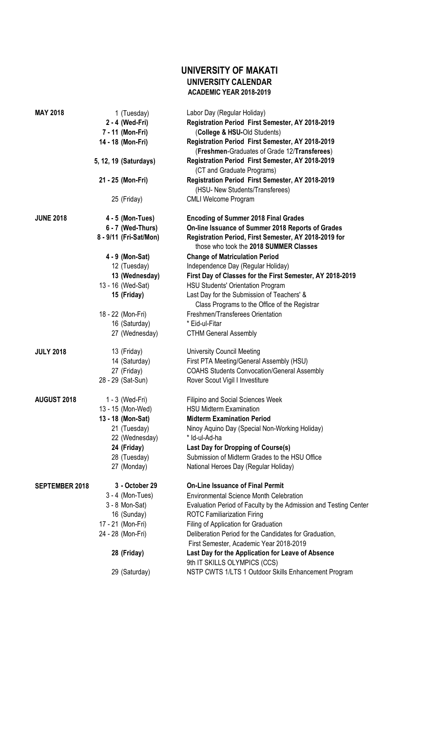# UNIVERSITY OF MAKATI
## UNIVERSITY CALENDAR
### ACADEMIC YEAR 2018-2019

| Month | Date | Activity |
|---|---|---|
| **MAY 2018** | 1 (Tuesday) | Labor Day (Regular Holiday) |
| | **2 - 4 (Wed-Fri)** | **Registration Period First Semester, AY 2018-2019** |
| | **7 - 11 (Mon-Fri)** | (**College & HSU-**Old Students) |
| | **14 - 18 (Mon-Fri)** | **Registration Period First Semester, AY 2018-2019** (**Freshmen**-Graduates of Grade 12/**Transferees**) |
| | **5, 12, 19 (Saturdays)** | **Registration Period First Semester, AY 2018-2019** (CT and Graduate Programs) |
| | **21 - 25 (Mon-Fri)** | **Registration Period First Semester, AY 2018-2019** (HSU- New Students/Transferees) |
| | 25 (Friday) | CMLI Welcome Program |
| **JUNE 2018** | **4 - 5 (Mon-Tues)** | **Encoding of Summer 2018 Final Grades** |
| | **6 - 7 (Wed-Thurs)** | **On-line Issuance of Summer 2018 Reports of Grades** |
| | **8 - 9/11 (Fri-Sat/Mon)** | **Registration Period, First Semester, AY 2018-2019 for** those who took the **2018 SUMMER Classes** |
| | **4 - 9 (Mon-Sat)** | **Change of Matriculation Period** |
| | 12 (Tuesday) | Independence Day (Regular Holiday) |
| | **13 (Wednesday)** | **First Day of Classes for the First Semester, AY 2018-2019** |
| | 13 - 16 (Wed-Sat) | HSU Students' Orientation Program |
| | **15 (Friday)** | Last Day for the Submission of Teachers' & Class Programs to the Office of the Registrar |
| | 18 - 22 (Mon-Fri) | Freshmen/Transferees Orientation |
| | 16 (Saturday) | * Eid-ul-Fitar |
| | 27 (Wednesday) | CTHM General Assembly |
| **JULY 2018** | 13 (Friday) | University Council Meeting |
| | 14 (Saturday) | First PTA Meeting/General Assembly (HSU) |
| | 27 (Friday) | COAHS Students Convocation/General Assembly |
| | 28 - 29 (Sat-Sun) | Rover Scout Vigil I Investiture |
| **AUGUST 2018** | 1 - 3 (Wed-Fri) | Filipino and Social Sciences Week |
| | 13 - 15 (Mon-Wed) | HSU Midterm Examination |
| | **13 - 18 (Mon-Sat)** | **Midterm Examination Period** |
| | 21 (Tuesday) | Ninoy Aquino Day (Special Non-Working Holiday) |
| | 22 (Wednesday) | * Id-ul-Ad-ha |
| | **24 (Friday)** | **Last Day for Dropping of Course(s)** |
| | 28 (Tuesday) | Submission of Midterm Grades to the HSU Office |
| | 27 (Monday) | National Heroes Day (Regular Holiday) |
| **SEPTEMBER 2018** | **3 - October 29** | **On-Line Issuance of Final Permit** |
| | 3 - 4 (Mon-Tues) | Environmental Science Month Celebration |
| | 3 - 8 Mon-Sat) | Evaluation Period of Faculty by the Admission and Testing Center |
| | 16 (Sunday) | ROTC Familiarization Firing |
| | 17 - 21 (Mon-Fri) | Filing of Application for Graduation |
| | 24 - 28 (Mon-Fri) | Deliberation Period for the Candidates for Graduation, First Semester, Academic Year 2018-2019 |
| | **28 (Friday)** | **Last Day for the Application for Leave of Absence** 9th IT SKILLS OLYMPICS (CCS) |
| | 29 (Saturday) | NSTP CWTS 1/LTS 1 Outdoor Skills Enhancement Program |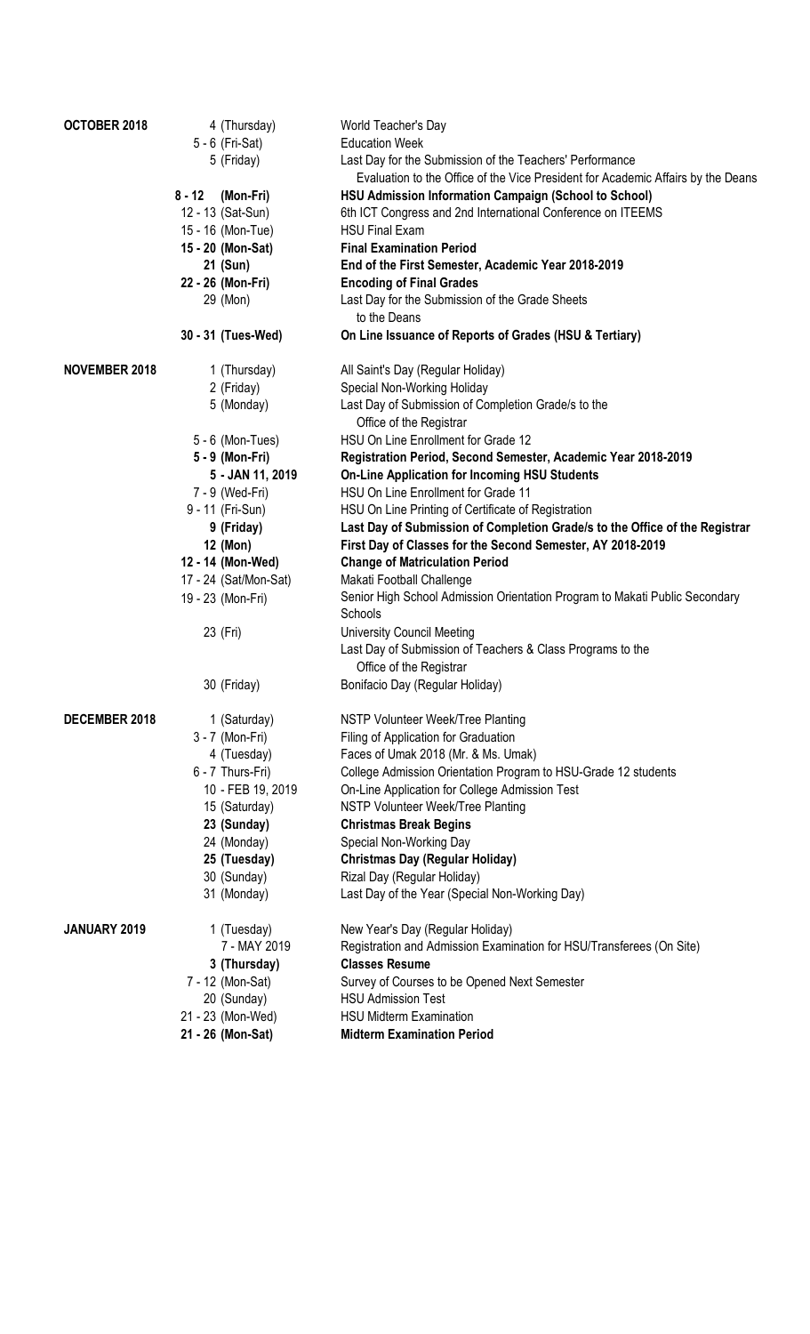| | | |
|---|---|---|
| **OCTOBER 2018** | 4 (Thursday) | World Teacher's Day |
| | 5 - 6 (Fri-Sat) | Education Week |
| | 5 (Friday) | Last Day for the Submission of the Teachers' Performance Evaluation to the Office of the Vice President for Academic Affairs by the Deans |
| | **8 - 12 (Mon-Fri)** | **HSU Admission Information Campaign (School to School)** |
| | 12 - 13 (Sat-Sun) | 6th ICT Congress and 2nd International Conference on ITEEMS |
| | 15 - 16 (Mon-Tue) | HSU Final Exam |
| | **15 - 20 (Mon-Sat)** | **Final Examination Period** |
| | **21 (Sun)** | **End of the First Semester, Academic Year 2018-2019** |
| | **22 - 26 (Mon-Fri)** | **Encoding of Final Grades** |
| | 29 (Mon) | Last Day for the Submission of the Grade Sheets to the Deans |
| | **30 - 31 (Tues-Wed)** | **On Line Issuance of Reports of Grades (HSU & Tertiary)** |
| **NOVEMBER 2018** | 1 (Thursday) | All Saint's Day (Regular Holiday) |
| | 2 (Friday) | Special Non-Working Holiday |
| | 5 (Monday) | Last Day of Submission of Completion Grade/s to the Office of the Registrar |
| | 5 - 6 (Mon-Tues) | HSU On Line Enrollment for Grade 12 |
| | **5 - 9 (Mon-Fri)** | **Registration Period, Second Semester, Academic Year 2018-2019** |
| | **5 - JAN 11, 2019** | **On-Line Application for Incoming HSU Students** |
| | 7 - 9 (Wed-Fri) | HSU On Line Enrollment for Grade 11 |
| | 9 - 11 (Fri-Sun) | HSU On Line Printing of Certificate of Registration |
| | **9 (Friday)** | **Last Day of Submission of Completion Grade/s to the Office of the Registrar** |
| | **12 (Mon)** | **First Day of Classes for the Second Semester, AY 2018-2019** |
| | **12 - 14 (Mon-Wed)** | **Change of Matriculation Period** |
| | 17 - 24 (Sat/Mon-Sat) | Makati Football Challenge |
| | 19 - 23 (Mon-Fri) | Senior High School Admission Orientation Program to Makati Public Secondary Schools |
| | 23 (Fri) | University Council Meeting |
| | | Last Day of Submission of Teachers & Class Programs to the Office of the Registrar |
| | 30 (Friday) | Bonifacio Day (Regular Holiday) |
| **DECEMBER 2018** | 1 (Saturday) | NSTP Volunteer Week/Tree Planting |
| | 3 - 7 (Mon-Fri) | Filing of Application for Graduation |
| | 4 (Tuesday) | Faces of Umak 2018 (Mr. & Ms. Umak) |
| | 6 - 7 Thurs-Fri) | College Admission Orientation Program to HSU-Grade 12 students |
| | 10 - FEB 19, 2019 | On-Line Application for College Admission Test |
| | 15 (Saturday) | NSTP Volunteer Week/Tree Planting |
| | **23 (Sunday)** | **Christmas Break Begins** |
| | 24 (Monday) | Special Non-Working Day |
| | **25 (Tuesday)** | **Christmas Day (Regular Holiday)** |
| | 30 (Sunday) | Rizal Day (Regular Holiday) |
| | 31 (Monday) | Last Day of the Year (Special Non-Working Day) |
| **JANUARY 2019** | 1 (Tuesday) | New Year's Day (Regular Holiday) |
| | 7 - MAY 2019 | Registration and Admission Examination for HSU/Transferees (On Site) |
| | **3 (Thursday)** | **Classes Resume** |
| | 7 - 12 (Mon-Sat) | Survey of Courses to be Opened Next Semester |
| | 20 (Sunday) | HSU Admission Test |
| | 21 - 23 (Mon-Wed) | HSU Midterm Examination |
| | **21 - 26 (Mon-Sat)** | **Midterm Examination Period** |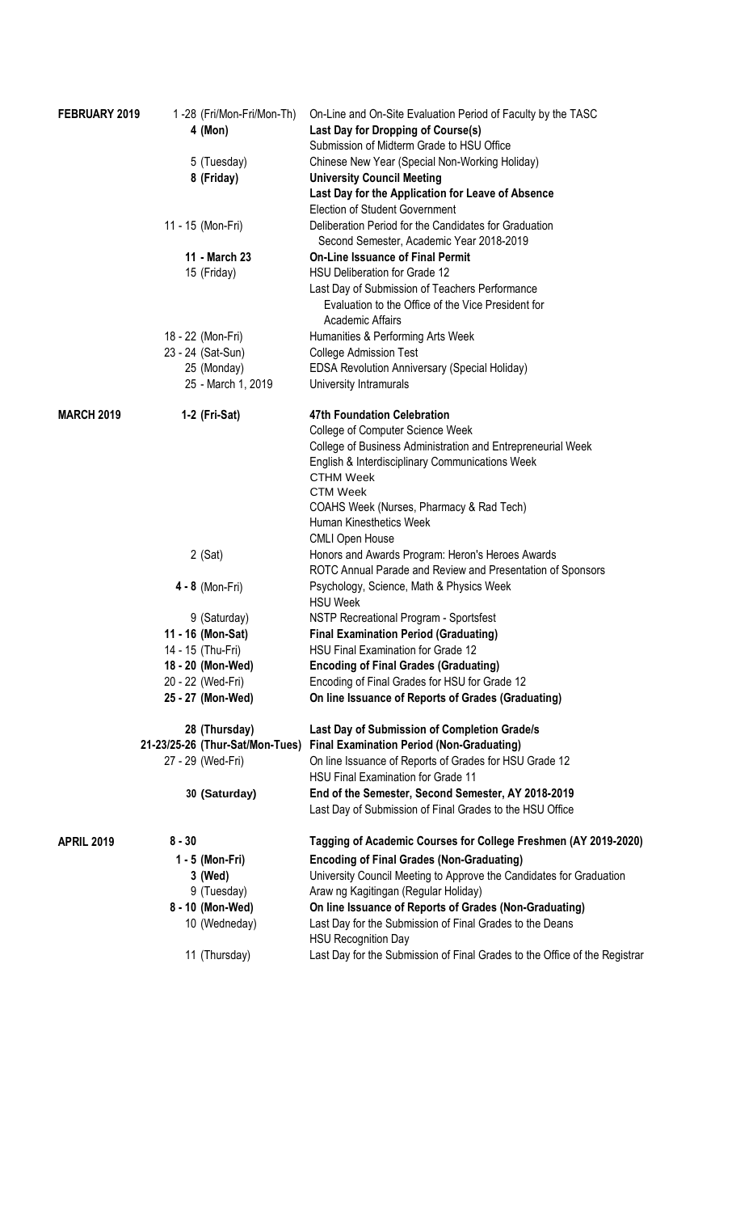| Month | Date | Activity |
| --- | --- | --- |
| **FEBRUARY 2019** | 1 -28 (Fri/Mon-Fri/Mon-Th) | On-Line and On-Site Evaluation Period of Faculty by the TASC |
| | **4 (Mon)** | **Last Day for Dropping of Course(s)** |
| | | Submission of Midterm Grade to HSU Office |
| | 5 (Tuesday) | Chinese New Year (Special Non-Working Holiday) |
| | **8 (Friday)** | **University Council Meeting** |
| | | **Last Day for the Application for Leave of Absence** |
| | | Election of Student Government |
| | 11 - 15 (Mon-Fri) | Deliberation Period for the Candidates for Graduation Second Semester, Academic Year 2018-2019 |
| | **11 - March 23** | **On-Line Issuance of Final Permit** |
| | 15 (Friday) | HSU Deliberation for Grade 12 |
| | | Last Day of Submission of Teachers Performance Evaluation to the Office of the Vice President for Academic Affairs |
| | 18 - 22 (Mon-Fri) | Humanities & Performing Arts Week |
| | 23 - 24 (Sat-Sun) | College Admission Test |
| | 25 (Monday) | EDSA Revolution Anniversary (Special Holiday) |
| | 25 - March 1, 2019 | University Intramurals |
| **MARCH 2019** | **1-2 (Fri-Sat)** | **47th Foundation Celebration** |
| | | College of Computer Science Week |
| | | College of Business Administration and Entrepreneurial Week |
| | | English & Interdisciplinary Communications Week |
| | | CTHM Week |
| | | CTM Week |
| | | COAHS Week (Nurses, Pharmacy & Rad Tech) |
| | | Human Kinesthetics Week |
| | | CMLI Open House |
| | 2 (Sat) | Honors and Awards Program: Heron's Heroes Awards |
| | | ROTC Annual Parade and Review and Presentation of Sponsors |
| | **4 - 8** (Mon-Fri) | Psychology, Science, Math & Physics Week |
| | | HSU Week |
| | 9 (Saturday) | NSTP Recreational Program - Sportsfest |
| | **11 - 16 (Mon-Sat)** | **Final Examination Period (Graduating)** |
| | 14 - 15 (Thu-Fri) | HSU Final Examination for Grade 12 |
| | **18 - 20 (Mon-Wed)** | **Encoding of Final Grades (Graduating)** |
| | 20 - 22 (Wed-Fri) | Encoding of Final Grades for HSU for Grade 12 |
| | **25 - 27 (Mon-Wed)** | **On line Issuance of Reports of Grades (Graduating)** |
| | **28 (Thursday)** | **Last Day of Submission of Completion Grade/s** |
| | **21-23/25-26 (Thur-Sat/Mon-Tues)** | **Final Examination Period (Non-Graduating)** |
| | 27 - 29 (Wed-Fri) | On line Issuance of Reports of Grades for HSU Grade 12 |
| | | HSU Final Examination for Grade 11 |
| | **30 (Saturday)** | **End of the Semester, Second Semester, AY 2018-2019** |
| | | Last Day of Submission of Final Grades to the HSU Office |
| **APRIL 2019** | **8 - 30** | **Tagging of Academic Courses for College Freshmen (AY 2019-2020)** |
| | **1 - 5 (Mon-Fri)** | **Encoding of Final Grades (Non-Graduating)** |
| | **3 (Wed)** | University Council Meeting to Approve the Candidates for Graduation |
| | 9 (Tuesday) | Araw ng Kagitingan (Regular Holiday) |
| | **8 - 10 (Mon-Wed)** | **On line Issuance of Reports of Grades (Non-Graduating)** |
| | 10 (Wedneday) | Last Day for the Submission of Final Grades to the Deans |
| | | HSU Recognition Day |
| | 11 (Thursday) | Last Day for the Submission of Final Grades to the Office of the Registrar |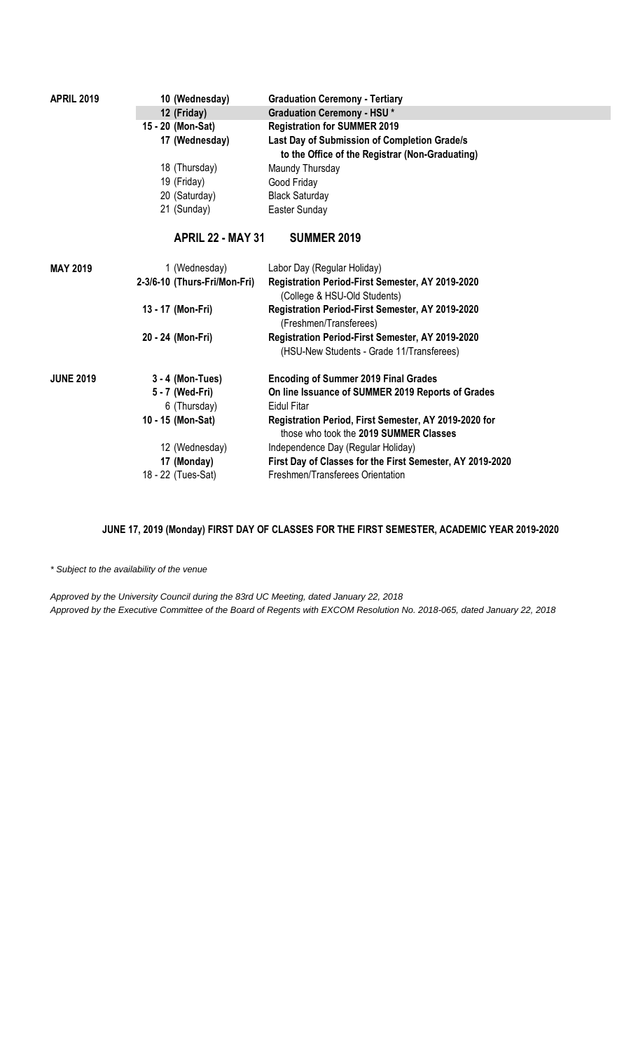| | | |
|---|---|---|
| **APRIL 2019** | **10 (Wednesday)** | **Graduation Ceremony - Tertiary** |
| | **12 (Friday)** | **Graduation Ceremony - HSU *** |
| | **15 - 20 (Mon-Sat)** | **Registration for SUMMER 2019** |
| | **17 (Wednesday)** | **Last Day of Submission of Completion Grade/s to the Office of the Registrar (Non-Graduating)** |
| | 18 (Thursday) | Maundy Thursday |
| | 19 (Friday) | Good Friday |
| | 20 (Saturday) | Black Saturday |
| | 21 (Sunday) | Easter Sunday |
| | **APRIL 22 - MAY 31** | **SUMMER 2019** |
| **MAY 2019** | 1 (Wednesday) | Labor Day (Regular Holiday) |
| | **2-3/6-10 (Thurs-Fri/Mon-Fri)** | **Registration Period-First Semester, AY 2019-2020** (College & HSU-Old Students) |
| | **13 - 17 (Mon-Fri)** | **Registration Period-First Semester, AY 2019-2020** (Freshmen/Transferees) |
| | **20 - 24 (Mon-Fri)** | **Registration Period-First Semester, AY 2019-2020** (HSU-New Students - Grade 11/Transferees) |
| **JUNE 2019** | **3 - 4 (Mon-Tues)** | **Encoding of Summer 2019 Final Grades** |
| | **5 - 7 (Wed-Fri)** | **On line Issuance of SUMMER 2019 Reports of Grades** |
| | 6 (Thursday) | Eidul Fitar |
| | **10 - 15 (Mon-Sat)** | **Registration Period, First Semester, AY 2019-2020 for** those who took the **2019 SUMMER Classes** |
| | 12 (Wednesday) | Independence Day (Regular Holiday) |
| | **17 (Monday)** | **First Day of Classes for the First Semester, AY 2019-2020** |
| | 18 - 22 (Tues-Sat) | Freshmen/Transferees Orientation |

**JUNE 17, 2019 (Monday) FIRST DAY OF CLASSES FOR THE FIRST SEMESTER, ACADEMIC YEAR 2019-2020**

*\* Subject to the availability of the venue*

*Approved by the University Council during the 83rd UC Meeting, dated January 22, 2018*
*Approved by the Executive Committee of the Board of Regents with EXCOM Resolution No. 2018-065, dated January 22, 2018*